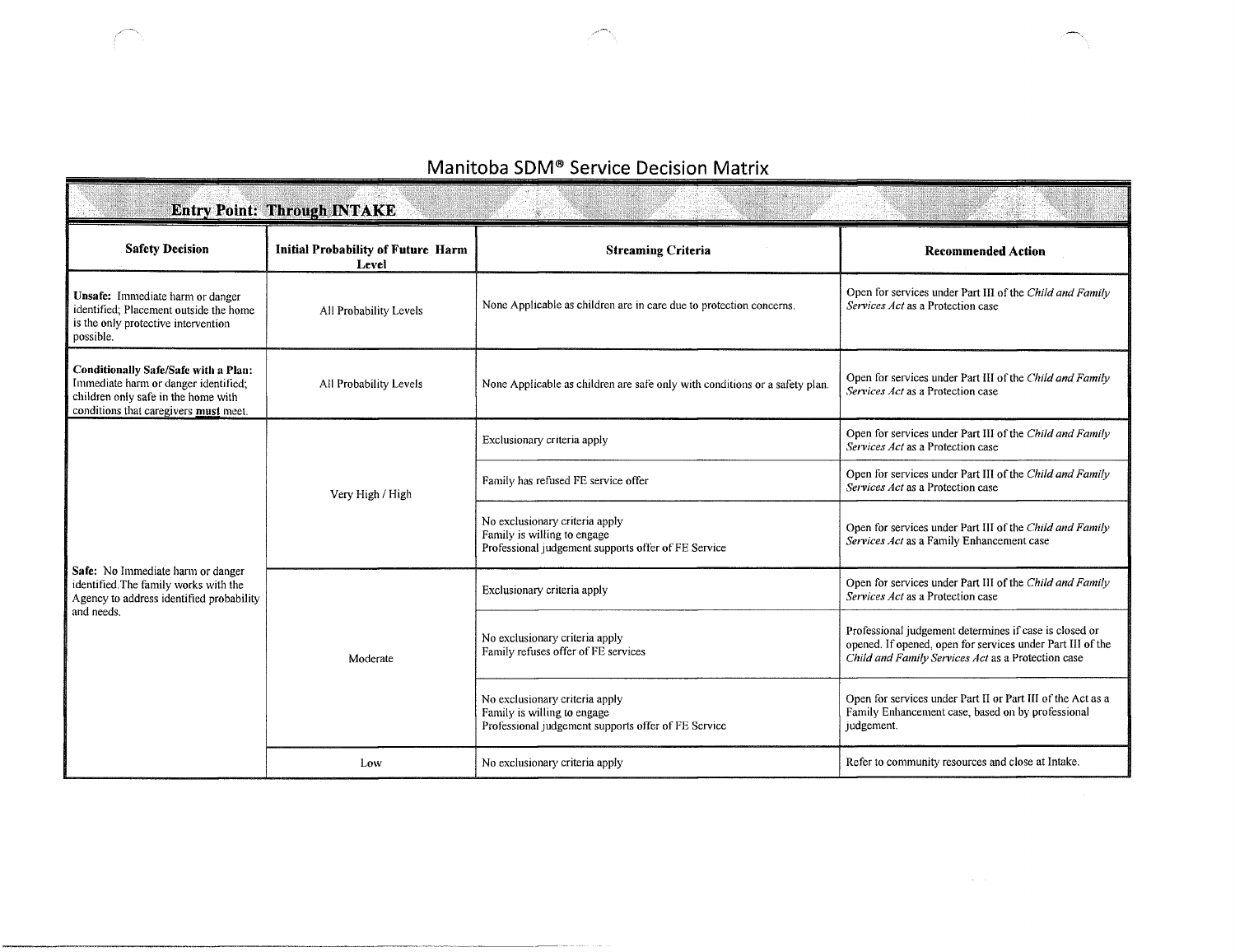# Manitoba SDM® Service Decision Matrix

**Entry Point: Through INTAKE**

| Safety Decision | Initial Probability of Future Harm Level | Streaming Criteria | Recommended Action |
|---|---|---|---|
| **Unsafe:** Immediate harm or danger identified; Placement outside the home is the only protective intervention possible. | All Probability Levels | None Applicable as children are in care due to protection concerns. | Open for services under Part III of the *Child and Family Services Act* as a Protection case |
| **Conditionally Safe/Safe with a Plan:** Immediate harm or danger identified; children only safe in the home with conditions that caregivers **must** meet. | All Probability Levels | None Applicable as children are safe only with conditions or a safety plan. | Open for services under Part III of the *Child and Family Services Act* as a Protection case |
| **Safe:** No Immediate harm or danger identified. The family works with the Agency to address identified probability and needs. | Very High / High | Exclusionary criteria apply | Open for services under Part III of the *Child and Family Services Act* as a Protection case |
| | | Family has refused FE service offer | Open for services under Part III of the *Child and Family Services Act* as a Protection case |
| | | No exclusionary criteria apply<br>Family is willing to engage<br>Professional judgement supports offer of FE Service | Open for services under Part III of the *Child and Family Services Act* as a Family Enhancement case |
| | Moderate | Exclusionary criteria apply | Open for services under Part III of the *Child and Family Services Act* as a Protection case |
| | | No exclusionary criteria apply<br>Family refuses offer of FE services | Professional judgement determines if case is closed or opened. If opened, open for services under Part III of the *Child and Family Services Act* as a Protection case |
| | | No exclusionary criteria apply<br>Family is willing to engage<br>Professional judgement supports offer of FE Service | Open for services under Part II or Part III of the Act as a Family Enhancement case, based on by professional judgement. |
| | Low | No exclusionary criteria apply | Refer to community resources and close at Intake. |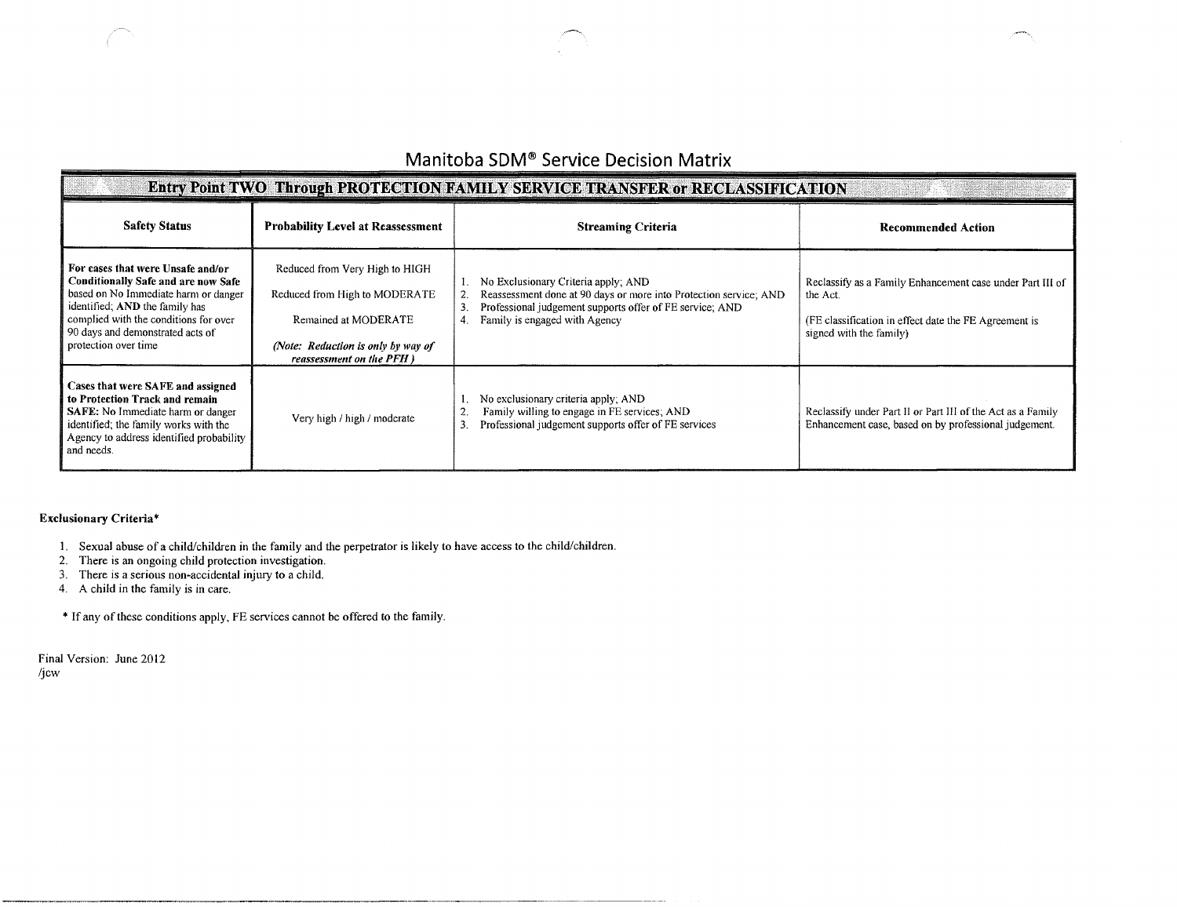# Manitoba SDM® Service Decision Matrix

| **Entry Point TWO Through PROTECTION FAMILY SERVICE TRANSFER or RECLASSIFICATION** | | | |
|---|---|---|---|
| **Safety Status** | **Probability Level at Reassessment** | **Streaming Criteria** | **Recommended Action** |
| **For cases that were Unsafe and/or Conditionally Safe and are now Safe** based on No Immediate harm or danger identified; **AND** the family has complied with the conditions for over 90 days and demonstrated acts of protection over time | Reduced from Very High to HIGH<br><br>Reduced from High to MODERATE<br><br>Remained at MODERATE<br><br>***(Note: Reduction is only by way of reassessment on the PFH )*** | 1. No Exclusionary Criteria apply; AND<br>2. Reassessment done at 90 days or more into Protection service; AND<br>3. Professional judgement supports offer of FE service; AND<br>4. Family is engaged with Agency | Reclassify as a Family Enhancement case under Part III of the Act.<br><br>(FE classification in effect date the FE Agreement is signed with the family) |
| **Cases that were SAFE and assigned to Protection Track and remain SAFE:** No Immediate harm or danger identified; the family works with the Agency to address identified probability and needs. | Very high / high / moderate | 1. No exclusionary criteria apply; AND<br>2. Family willing to engage in FE services; AND<br>3. Professional judgement supports offer of FE services | Reclassify under Part II or Part III of the Act as a Family Enhancement case, based on by professional judgement. |

**Exclusionary Criteria***

1. Sexual abuse of a child/children in the family and the perpetrator is likely to have access to the child/children.
2. There is an ongoing child protection investigation.
3. There is a serious non-accidental injury to a child.
4. A child in the family is in care.

\* If any of these conditions apply, FE services cannot be offered to the family.

Final Version: June 2012
/jcw